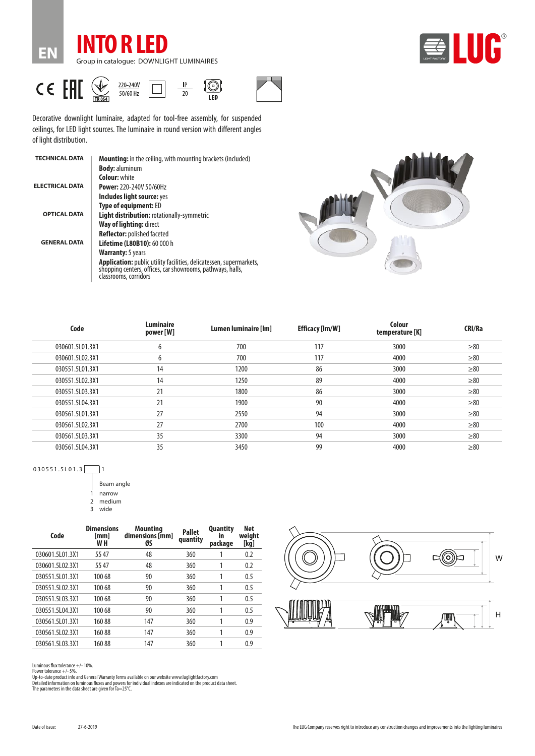EN

# INTO R LED

Group in catalogue: DOWNLIGHT LUMINAIRES

220-240V 50/60 Hz

IP 20

LED

Decorative downlight luminaire, adapted for tool-free assembly, for suspended ceilings, for LED light sources. The luminaire in round version with different angles of light distribution.

**TECHNICAL DATA**

**Mounting:** in the ceiling, with mounting brackets (included)
**Body:** aluminum
**Colour:** white

**ELECTRICAL DATA**

**Power:** 220-240V 50/60Hz
**Includes light source:** yes
**Type of equipment:** ED

**OPTICAL DATA**

**Light distribution:** rotationally-symmetric
**Way of lighting:** direct
**Reflector:** polished faceted

**GENERAL DATA**

**Lifetime (L80B10):** 60 000 h
**Warranty:** 5 years
**Application:** public utility facilities, delicatessen, supermarkets, shopping centers, offices, car showrooms, pathways, halls, classrooms, corridors

| Code | Luminaire power [W] | Lumen luminaire [lm] | Efficacy [lm/W] | Colour temperature [K] | CRI/Ra |
|---|---|---|---|---|---|
| 030601.5L01.3X1 | 6 | 700 | 117 | 3000 | ≥80 |
| 030601.5L02.3X1 | 6 | 700 | 117 | 4000 | ≥80 |
| 030551.5L01.3X1 | 14 | 1200 | 86 | 3000 | ≥80 |
| 030551.5L02.3X1 | 14 | 1250 | 89 | 4000 | ≥80 |
| 030551.5L03.3X1 | 21 | 1800 | 86 | 3000 | ≥80 |
| 030551.5L04.3X1 | 21 | 1900 | 90 | 4000 | ≥80 |
| 030561.5L01.3X1 | 27 | 2550 | 94 | 3000 | ≥80 |
| 030561.5L02.3X1 | 27 | 2700 | 100 | 4000 | ≥80 |
| 030561.5L03.3X1 | 35 | 3300 | 94 | 3000 | ≥80 |
| 030561.5L04.3X1 | 35 | 3450 | 99 | 4000 | ≥80 |

030551.5L01.3 [ ] 1

Beam angle
1 narrow
2 medium
3 wide

| Code | Dimensions [mm] W H | Mounting dimensions [mm] ØS | Pallet quantity | Quantity in package | Net weight [kg] |
|---|---|---|---|---|---|
| 030601.5L01.3X1 | 55 47 | 48 | 360 | 1 | 0.2 |
| 030601.5L02.3X1 | 55 47 | 48 | 360 | 1 | 0.2 |
| 030551.5L01.3X1 | 100 68 | 90 | 360 | 1 | 0.5 |
| 030551.5L02.3X1 | 100 68 | 90 | 360 | 1 | 0.5 |
| 030551.5L03.3X1 | 100 68 | 90 | 360 | 1 | 0.5 |
| 030551.5L04.3X1 | 100 68 | 90 | 360 | 1 | 0.5 |
| 030561.5L01.3X1 | 160 88 | 147 | 360 | 1 | 0.9 |
| 030561.5L02.3X1 | 160 88 | 147 | 360 | 1 | 0.9 |
| 030561.5L03.3X1 | 160 88 | 147 | 360 | 1 | 0.9 |

W

H

Luminous flux tolerance +/- 10%.
Power tolerance +/- 5%.
Up-to-date product info and General Warranty Terms available on our website www.luglightfactory.com
Detailed information on luminous fluxes and powers for individual indexes are indicated on the product data sheet.
The parameters in the data sheet are given for Ta=25°C.

Date of issue: 27-6-2019

The LUG Company reserves right to introduce any construction changes and improvements into the lighting luminaires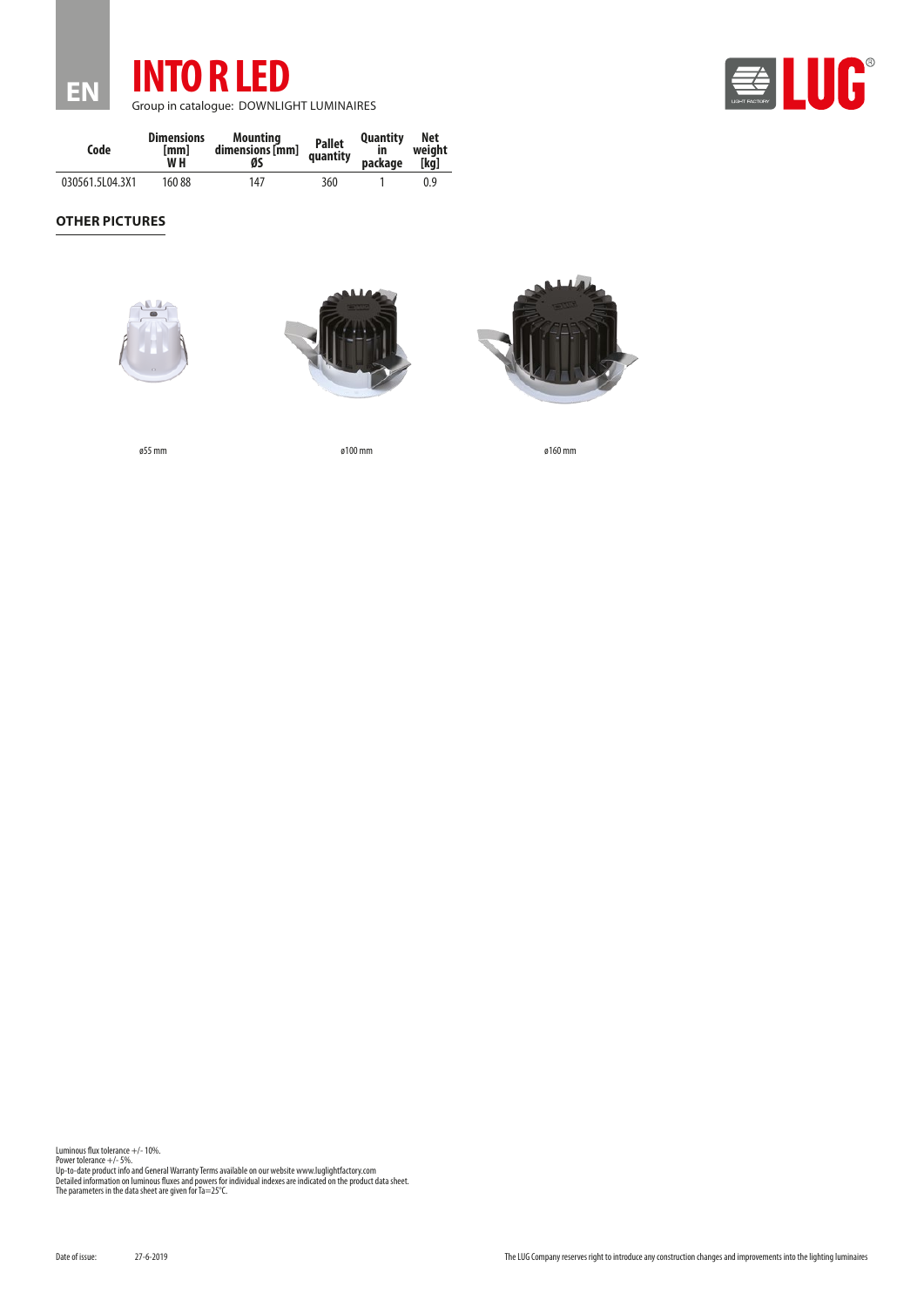# INTO R LED

Group in catalogue: DOWNLIGHT LUMINAIRES

| Code | Dimensions [mm] W H | Mounting dimensions [mm] ØS | Pallet quantity | Quantity in package | Net weight [kg] |
|---|---|---|---|---|---|
| 030561.5L04.3X1 | 160 88 | 147 | 360 | 1 | 0.9 |

## OTHER PICTURES

ø55 mm

ø100 mm

ø160 mm

Luminous flux tolerance +/- 10%.
Power tolerance +/- 5%.
Up-to-date product info and General Warranty Terms available on our website www.luglightfactory.com
Detailed information on luminous fluxes and powers for individual indexes are indicated on the product data sheet.
The parameters in the data sheet are given for Ta=25°C.

Date of issue: 27-6-2019

The LUG Company reserves right to introduce any construction changes and improvements into the lighting luminaires